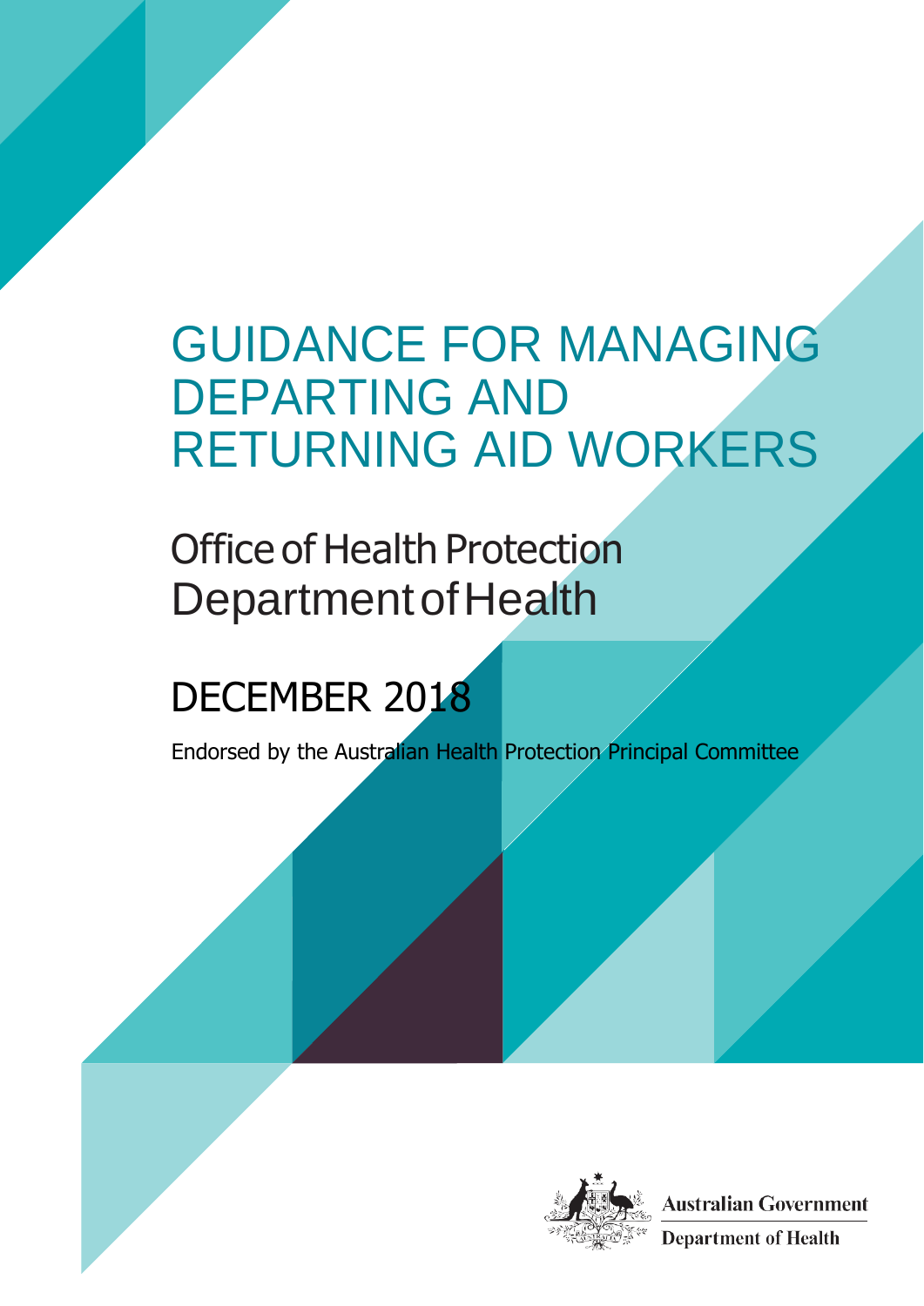# GUIDANCE FOR MANAGING DEPARTING AND RETURNING AID WORKERS

## Office of Health Protection Department of Health

## DECEMBER 2018

Endorsed by the Australian Health Protection Principal Committee

Australian Government

Department of Health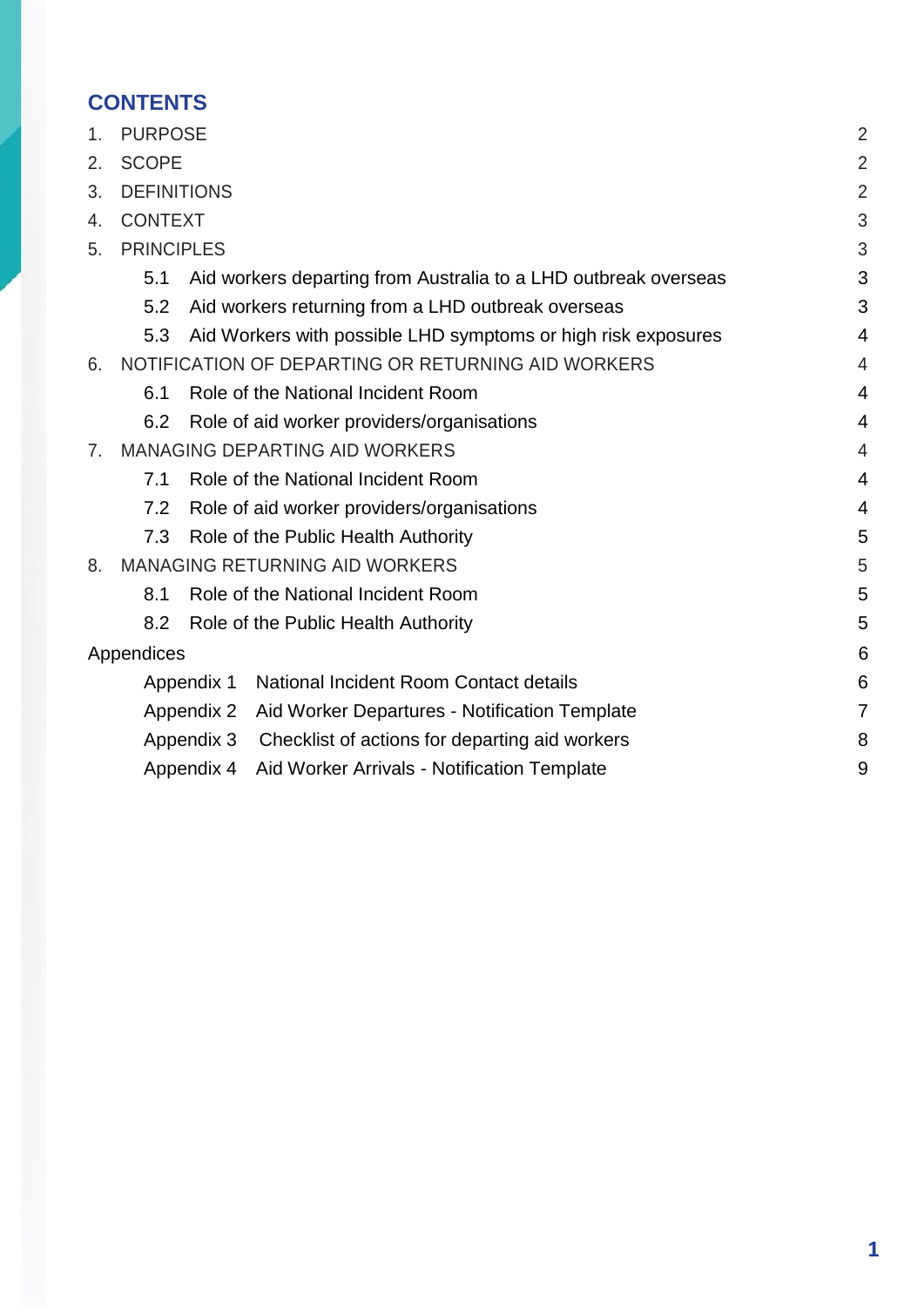## CONTENTS

1. PURPOSE 2
2. SCOPE 2
3. DEFINITIONS 2
4. CONTEXT 3
5. PRINCIPLES 3
   - 5.1 Aid workers departing from Australia to a LHD outbreak overseas 3
   - 5.2 Aid workers returning from a LHD outbreak overseas 3
   - 5.3 Aid Workers with possible LHD symptoms or high risk exposures 4
6. NOTIFICATION OF DEPARTING OR RETURNING AID WORKERS 4
   - 6.1 Role of the National Incident Room 4
   - 6.2 Role of aid worker providers/organisations 4
7. MANAGING DEPARTING AID WORKERS 4
   - 7.1 Role of the National Incident Room 4
   - 7.2 Role of aid worker providers/organisations 4
   - 7.3 Role of the Public Health Authority 5
8. MANAGING RETURNING AID WORKERS 5
   - 8.1 Role of the National Incident Room 5
   - 8.2 Role of the Public Health Authority 5

Appendices 6

- Appendix 1 National Incident Room Contact details 6
- Appendix 2 Aid Worker Departures - Notification Template 7
- Appendix 3 Checklist of actions for departing aid workers 8
- Appendix 4 Aid Worker Arrivals - Notification Template 9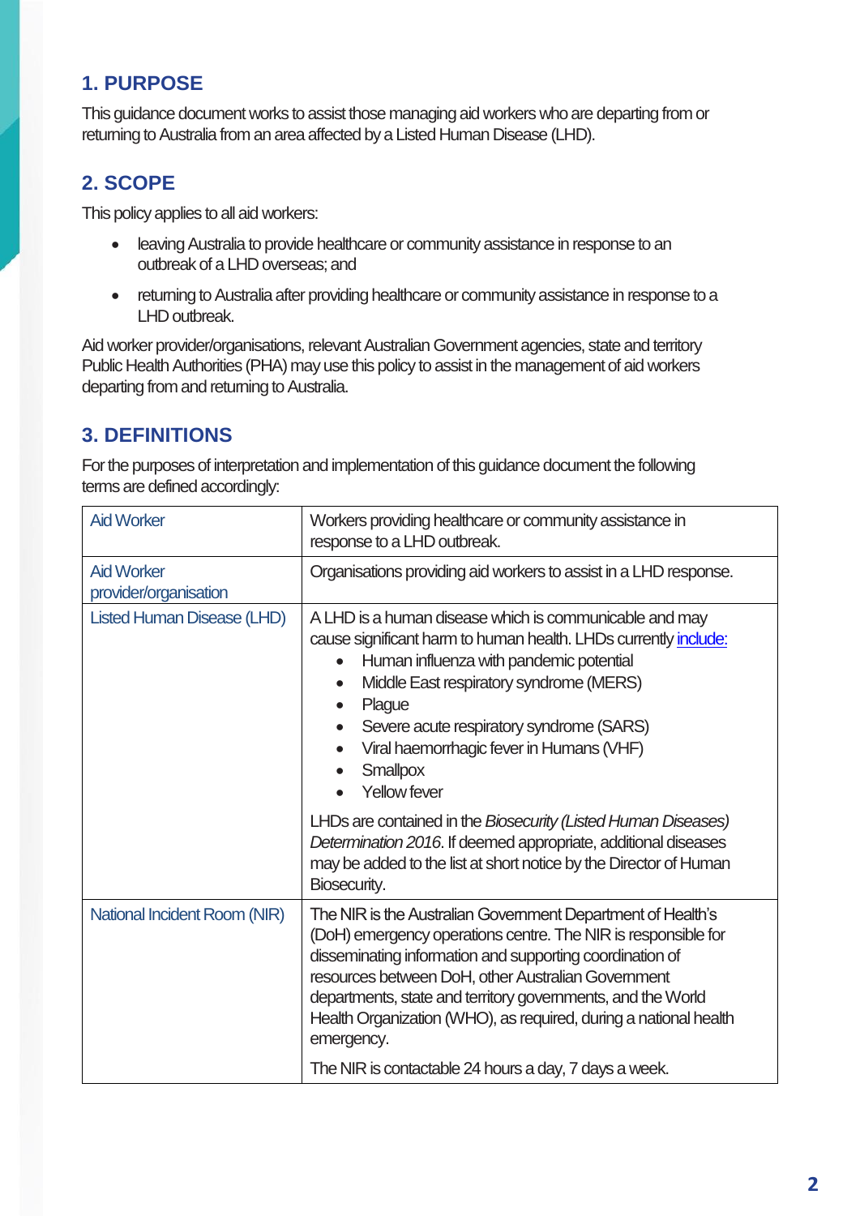## 1. PURPOSE

This guidance document works to assist those managing aid workers who are departing from or returning to Australia from an area affected by a Listed Human Disease (LHD).

## 2. SCOPE

This policy applies to all aid workers:

- leaving Australia to provide healthcare or community assistance in response to an outbreak of a LHD overseas; and
- returning to Australia after providing healthcare or community assistance in response to a LHD outbreak.

Aid worker provider/organisations, relevant Australian Government agencies, state and territory Public Health Authorities (PHA) may use this policy to assist in the management of aid workers departing from and returning to Australia.

## 3. DEFINITIONS

For the purposes of interpretation and implementation of this guidance document the following terms are defined accordingly:

| | |
|---|---|
| Aid Worker | Workers providing healthcare or community assistance in response to a LHD outbreak. |
| Aid Worker provider/organisation | Organisations providing aid workers to assist in a LHD response. |
| Listed Human Disease (LHD) | A LHD is a human disease which is communicable and may cause significant harm to human health. LHDs currently include:<br>• Human influenza with pandemic potential<br>• Middle East respiratory syndrome (MERS)<br>• Plague<br>• Severe acute respiratory syndrome (SARS)<br>• Viral haemorrhagic fever in Humans (VHF)<br>• Smallpox<br>• Yellow fever<br><br>LHDs are contained in the *Biosecurity (Listed Human Diseases) Determination 2016*. If deemed appropriate, additional diseases may be added to the list at short notice by the Director of Human Biosecurity. |
| National Incident Room (NIR) | The NIR is the Australian Government Department of Health's (DoH) emergency operations centre. The NIR is responsible for disseminating information and supporting coordination of resources between DoH, other Australian Government departments, state and territory governments, and the World Health Organization (WHO), as required, during a national health emergency.<br><br>The NIR is contactable 24 hours a day, 7 days a week. |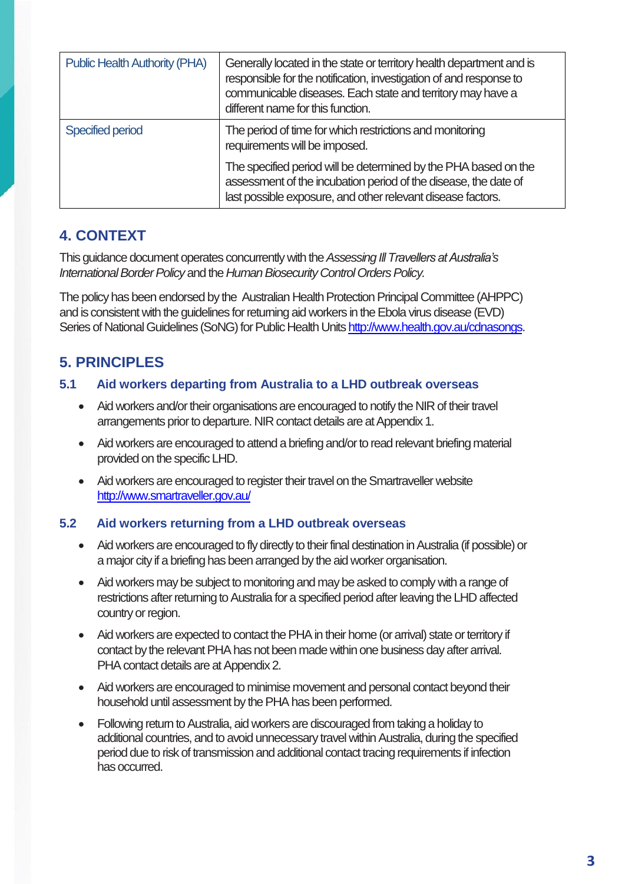| | |
|---|---|
| Public Health Authority (PHA) | Generally located in the state or territory health department and is responsible for the notification, investigation of and response to communicable diseases. Each state and territory may have a different name for this function. |
| Specified period | The period of time for which restrictions and monitoring requirements will be imposed.<br><br>The specified period will be determined by the PHA based on the assessment of the incubation period of the disease, the date of last possible exposure, and other relevant disease factors. |

## 4. CONTEXT

This guidance document operates concurrently with the *Assessing Ill Travellers at Australia's International Border Policy* and the *Human Biosecurity Control Orders Policy.*

The policy has been endorsed by the Australian Health Protection Principal Committee (AHPPC) and is consistent with the guidelines for returning aid workers in the Ebola virus disease (EVD) Series of National Guidelines (SoNG) for Public Health Units http://www.health.gov.au/cdnasongs.

## 5. PRINCIPLES

### 5.1 Aid workers departing from Australia to a LHD outbreak overseas

- Aid workers and/or their organisations are encouraged to notify the NIR of their travel arrangements prior to departure. NIR contact details are at Appendix 1.
- Aid workers are encouraged to attend a briefing and/or to read relevant briefing material provided on the specific LHD.
- Aid workers are encouraged to register their travel on the Smartraveller website http://www.smartraveller.gov.au/

### 5.2 Aid workers returning from a LHD outbreak overseas

- Aid workers are encouraged to fly directly to their final destination in Australia (if possible) or a major city if a briefing has been arranged by the aid worker organisation.
- Aid workers may be subject to monitoring and may be asked to comply with a range of restrictions after returning to Australia for a specified period after leaving the LHD affected country or region.
- Aid workers are expected to contact the PHA in their home (or arrival) state or territory if contact by the relevant PHA has not been made within one business day after arrival. PHA contact details are at Appendix 2.
- Aid workers are encouraged to minimise movement and personal contact beyond their household until assessment by the PHA has been performed.
- Following return to Australia, aid workers are discouraged from taking a holiday to additional countries, and to avoid unnecessary travel within Australia, during the specified period due to risk of transmission and additional contact tracing requirements if infection has occurred.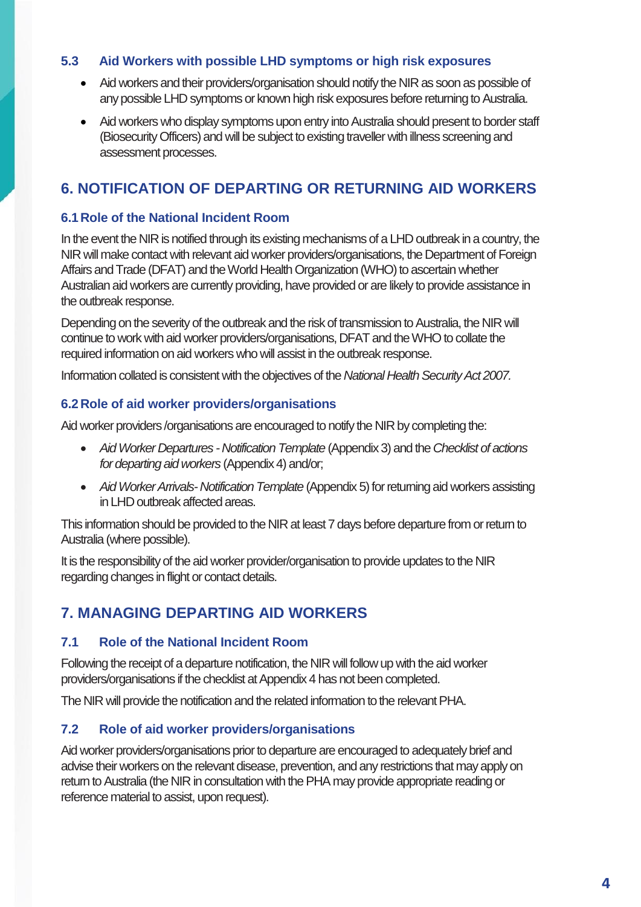### 5.3 Aid Workers with possible LHD symptoms or high risk exposures

- Aid workers and their providers/organisation should notify the NIR as soon as possible of any possible LHD symptoms or known high risk exposures before returning to Australia.
- Aid workers who display symptoms upon entry into Australia should present to border staff (Biosecurity Officers) and will be subject to existing traveller with illness screening and assessment processes.

## 6. NOTIFICATION OF DEPARTING OR RETURNING AID WORKERS

### 6.1 Role of the National Incident Room

In the event the NIR is notified through its existing mechanisms of a LHD outbreak in a country, the NIR will make contact with relevant aid worker providers/organisations, the Department of Foreign Affairs and Trade (DFAT) and the World Health Organization (WHO) to ascertain whether Australian aid workers are currently providing, have provided or are likely to provide assistance in the outbreak response.

Depending on the severity of the outbreak and the risk of transmission to Australia, the NIR will continue to work with aid worker providers/organisations, DFAT and the WHO to collate the required information on aid workers who will assist in the outbreak response.

Information collated is consistent with the objectives of the *National Health Security Act 2007.*

### 6.2 Role of aid worker providers/organisations

Aid worker providers /organisations are encouraged to notify the NIR by completing the:

- *Aid Worker Departures - Notification Template* (Appendix 3) and the *Checklist of actions for departing aid workers* (Appendix 4) and/or;
- *Aid Worker Arrivals- Notification Template* (Appendix 5) for returning aid workers assisting in LHD outbreak affected areas.

This information should be provided to the NIR at least 7 days before departure from or return to Australia (where possible).

It is the responsibility of the aid worker provider/organisation to provide updates to the NIR regarding changes in flight or contact details.

## 7. MANAGING DEPARTING AID WORKERS

### 7.1 Role of the National Incident Room

Following the receipt of a departure notification, the NIR will follow up with the aid worker providers/organisations if the checklist at Appendix 4 has not been completed.

The NIR will provide the notification and the related information to the relevant PHA.

### 7.2 Role of aid worker providers/organisations

Aid worker providers/organisations prior to departure are encouraged to adequately brief and advise their workers on the relevant disease, prevention, and any restrictions that may apply on return to Australia (the NIR in consultation with the PHA may provide appropriate reading or reference material to assist, upon request).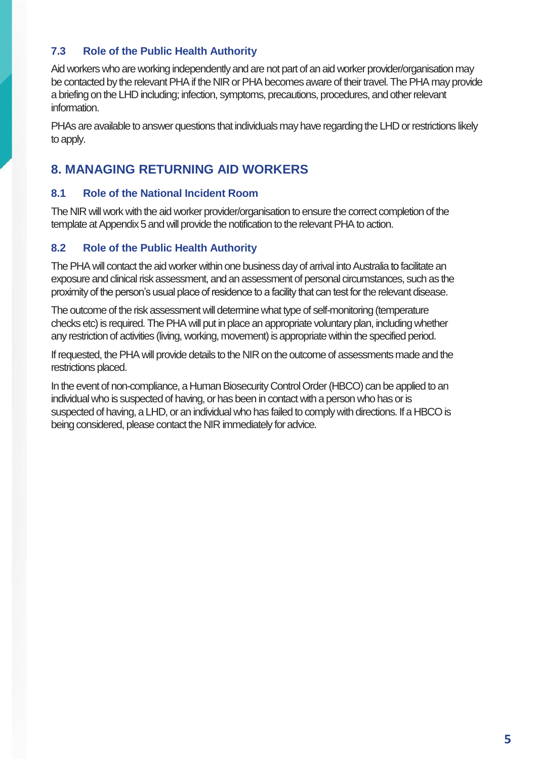### 7.3 Role of the Public Health Authority

Aid workers who are working independently and are not part of an aid worker provider/organisation may be contacted by the relevant PHA if the NIR or PHA becomes aware of their travel. The PHA may provide a briefing on the LHD including; infection, symptoms, precautions, procedures, and other relevant information.

PHAs are available to answer questions that individuals may have regarding the LHD or restrictions likely to apply.

## 8. MANAGING RETURNING AID WORKERS

### 8.1 Role of the National Incident Room

The NIR will work with the aid worker provider/organisation to ensure the correct completion of the template at Appendix 5 and will provide the notification to the relevant PHA to action.

### 8.2 Role of the Public Health Authority

The PHA will contact the aid worker within one business day of arrival into Australia to facilitate an exposure and clinical risk assessment, and an assessment of personal circumstances, such as the proximity of the person's usual place of residence to a facility that can test for the relevant disease.

The outcome of the risk assessment will determine what type of self-monitoring (temperature checks etc) is required. The PHA will put in place an appropriate voluntary plan, including whether any restriction of activities (living, working, movement) is appropriate within the specified period.

If requested, the PHA will provide details to the NIR on the outcome of assessments made and the restrictions placed.

In the event of non-compliance, a Human Biosecurity Control Order (HBCO) can be applied to an individual who is suspected of having, or has been in contact with a person who has or is suspected of having, a LHD, or an individual who has failed to comply with directions. If a HBCO is being considered, please contact the NIR immediately for advice.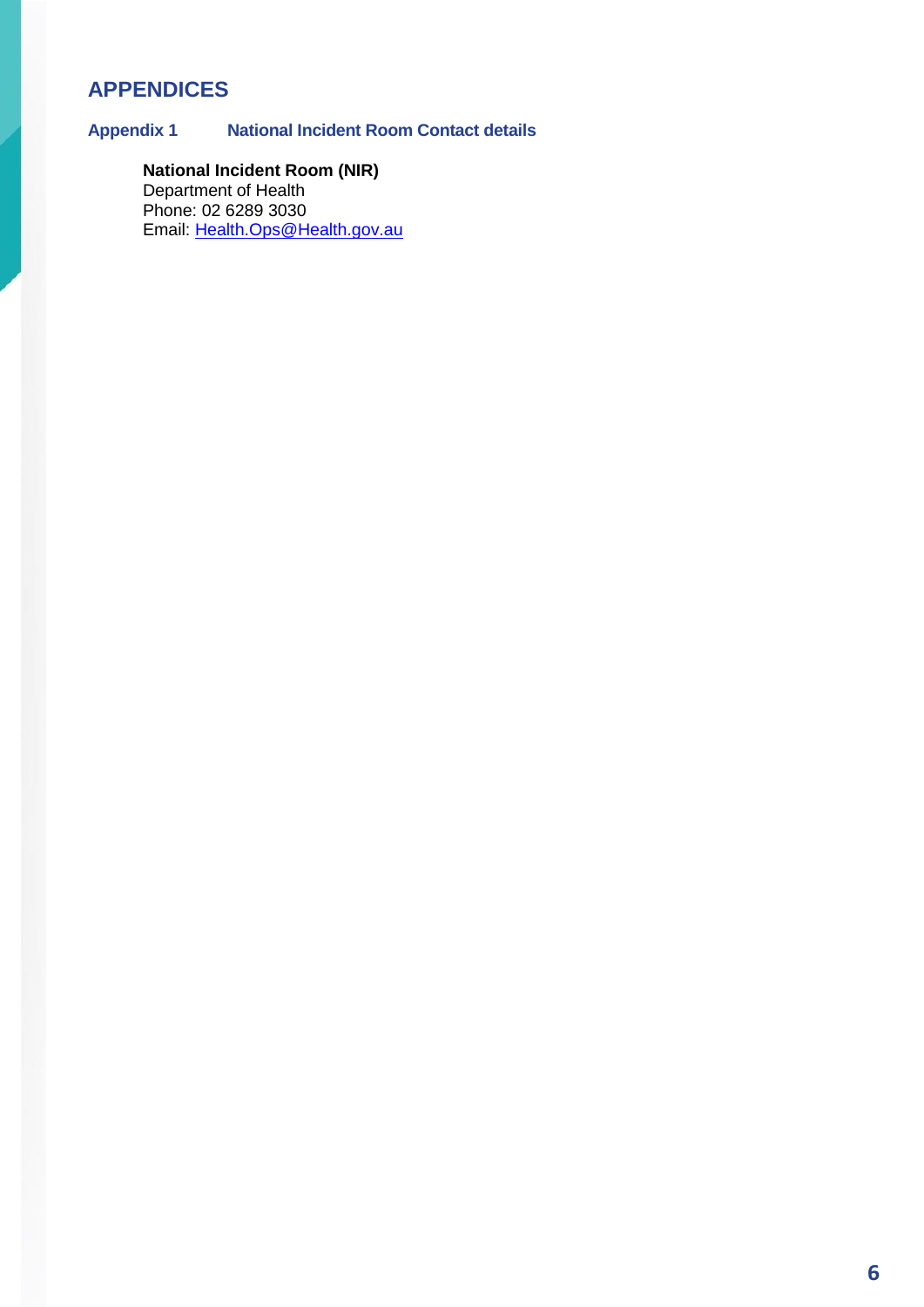# APPENDICES

## Appendix 1 National Incident Room Contact details

**National Incident Room (NIR)**
Department of Health
Phone: 02 6289 3030
Email: Health.Ops@Health.gov.au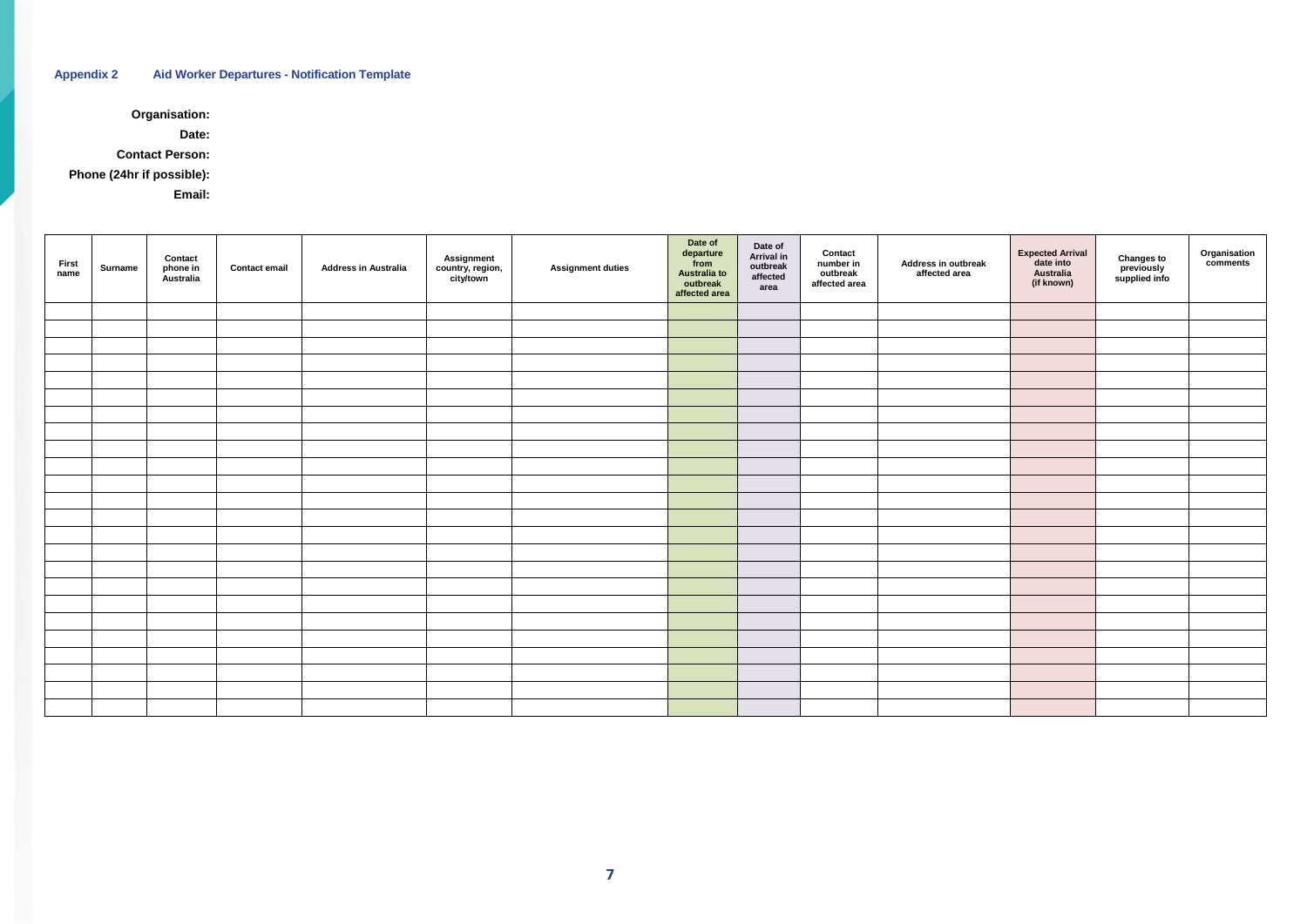## Appendix 2 Aid Worker Departures - Notification Template

**Organisation:**

**Date:**

**Contact Person:**

**Phone (24hr if possible):**

**Email:**

| First name | Surname | Contact phone in Australia | Contact email | Address in Australia | Assignment country, region, city/town | Assignment duties | Date of departure from Australia to outbreak affected area | Date of Arrival in outbreak affected area | Contact number in outbreak affected area | Address in outbreak affected area | Expected Arrival date into Australia (if known) | Changes to previously supplied info | Organisation comments |
|---|---|---|---|---|---|---|---|---|---|---|---|---|---|
| | | | | | | | | | | | | | |
| | | | | | | | | | | | | | |
| | | | | | | | | | | | | | |
| | | | | | | | | | | | | | |
| | | | | | | | | | | | | | |
| | | | | | | | | | | | | | |
| | | | | | | | | | | | | | |
| | | | | | | | | | | | | | |
| | | | | | | | | | | | | | |
| | | | | | | | | | | | | | |
| | | | | | | | | | | | | | |
| | | | | | | | | | | | | | |
| | | | | | | | | | | | | | |
| | | | | | | | | | | | | | |
| | | | | | | | | | | | | | |
| | | | | | | | | | | | | | |
| | | | | | | | | | | | | | |
| | | | | | | | | | | | | | |
| | | | | | | | | | | | | | |
| | | | | | | | | | | | | | |
| | | | | | | | | | | | | | |
| | | | | | | | | | | | | | |
| | | | | | | | | | | | | | |
| | | | | | | | | | | | | | |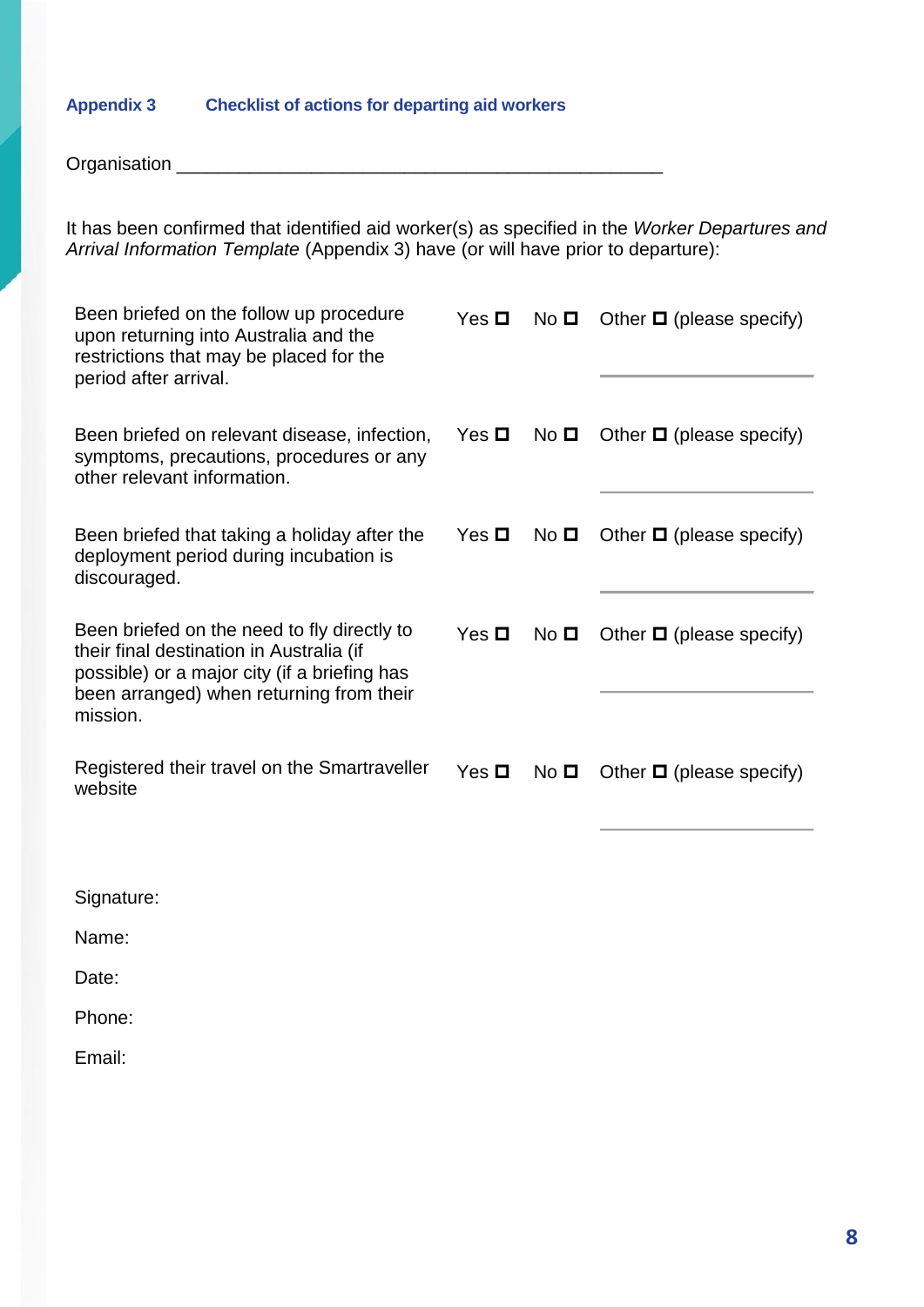## Appendix 3 Checklist of actions for departing aid workers

Organisation ________________________________________________

It has been confirmed that identified aid worker(s) as specified in the *Worker Departures and Arrival Information Template* (Appendix 3) have (or will have prior to departure):

| | | | |
|---|---|---|---|
| Been briefed on the follow up procedure upon returning into Australia and the restrictions that may be placed for the period after arrival. | Yes ☐ | No ☐ | Other ☐ (please specify) ____________ |
| Been briefed on relevant disease, infection, symptoms, precautions, procedures or any other relevant information. | Yes ☐ | No ☐ | Other ☐ (please specify) ____________ |
| Been briefed that taking a holiday after the deployment period during incubation is discouraged. | Yes ☐ | No ☐ | Other ☐ (please specify) ____________ |
| Been briefed on the need to fly directly to their final destination in Australia (if possible) or a major city (if a briefing has been arranged) when returning from their mission. | Yes ☐ | No ☐ | Other ☐ (please specify) ____________ |
| Registered their travel on the Smartraveller website | Yes ☐ | No ☐ | Other ☐ (please specify) ____________ |

Signature:

Name:

Date:

Phone:

Email: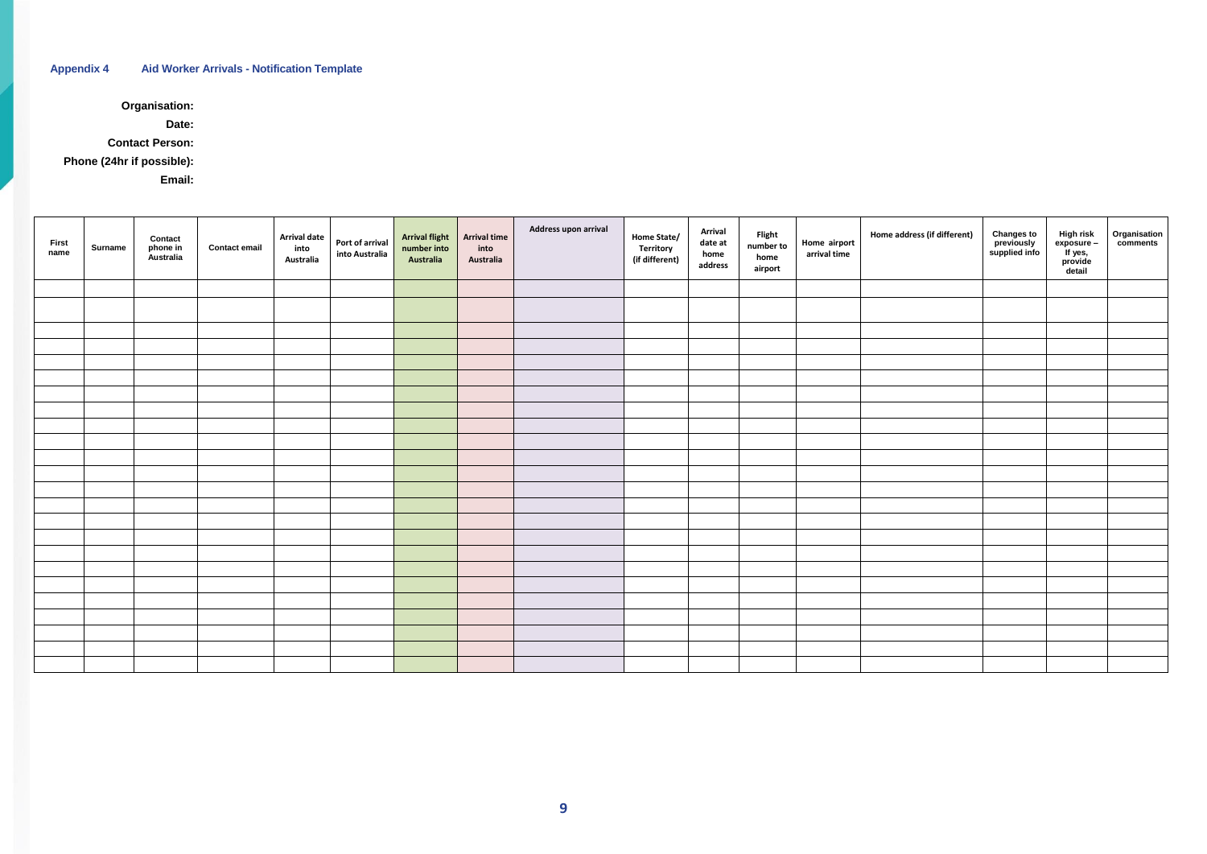### Appendix 4 Aid Worker Arrivals - Notification Template

**Organisation:**

**Date:**

**Contact Person:**

**Phone (24hr if possible):**

**Email:**

| First name | Surname | Contact phone in Australia | Contact email | Arrival date into Australia | Port of arrival into Australia | Arrival flight number into Australia | Arrival time into Australia | Address upon arrival | Home State/ Territory (if different) | Arrival date at home address | Flight number to home airport | Home airport arrival time | Home address (if different) | Changes to previously supplied info | High risk exposure – If yes, provide detail | Organisation comments |
|---|---|---|---|---|---|---|---|---|---|---|---|---|---|---|---|---|
| | | | | | | | | | | | | | | | | |
| | | | | | | | | | | | | | | | | |
| | | | | | | | | | | | | | | | | |
| | | | | | | | | | | | | | | | | |
| | | | | | | | | | | | | | | | | |
| | | | | | | | | | | | | | | | | |
| | | | | | | | | | | | | | | | | |
| | | | | | | | | | | | | | | | | |
| | | | | | | | | | | | | | | | | |
| | | | | | | | | | | | | | | | | |
| | | | | | | | | | | | | | | | | |
| | | | | | | | | | | | | | | | | |
| | | | | | | | | | | | | | | | | |
| | | | | | | | | | | | | | | | | |
| | | | | | | | | | | | | | | | | |
| | | | | | | | | | | | | | | | | |
| | | | | | | | | | | | | | | | | |
| | | | | | | | | | | | | | | | | |
| | | | | | | | | | | | | | | | | |
| | | | | | | | | | | | | | | | | |
| | | | | | | | | | | | | | | | | |
| | | | | | | | | | | | | | | | | |
| | | | | | | | | | | | | | | | | |
| | | | | | | | | | | | | | | | | |
| | | | | | | | | | | | | | | | | |